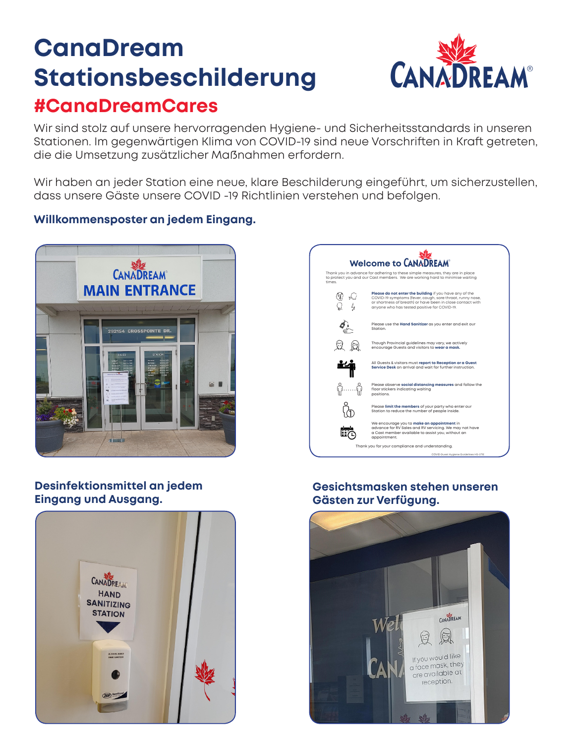# CanaDream Stationsbeschilderung

## #CanaDreamCares

Wir sind stolz auf unsere hervorragenden Hygiene- und Sicherheitsstandards in unseren Stationen. Im gegenwärtigen Klima von COVID-19 sind neue Vorschriften in Kraft getreten, die die Umsetzung zusätzlicher Maßnahmen erfordern.

Wir haben an jeder Station eine neue, klare Beschilderung eingeführt, um sicherzustellen, dass unsere Gäste unsere COVID -19 Richtlinien verstehen und befolgen.

### Willkommensposter an jedem Eingang.

**Welcome to CanaDream**

Thank you in advance for adhering to these simple measures, they are in place to protect you and our Cast members. We are working hard to minimise waiting times.

- **Please do not enter the building** if you have any of the COVID-19 symptoms (fever, cough, sore throat, runny nose, or shortness of breath) or have been in close contact with anyone who has tested positive for COVID-19.
- Please use the **Hand Sanitizer** as you enter and exit our Station.
- Though Provincial guidelines may vary, we actively encourage Guests and visitors to **wear a mask.**
- All Guests & visitors must **report to Reception or a Guest Service Desk** on arrival and wait for further instruction.
- Please observe **social distancing measures** and follow the floor stickers indicating waiting positions.
- Please **limit the members** of your party who enter our Station to reduce the number of people inside.
- We encourage you to **make an appointment** in advance for RV Sales and RV servicing. We may not have a Cast member available to assist you, without an appointment.

Thank you for your compliance and understanding.

COVID Guest Hygiene Guidelines HS-075E

### Desinfektionsmittel an jedem Eingang und Ausgang.

### Gesichtsmasken stehen unseren Gästen zur Verfügung.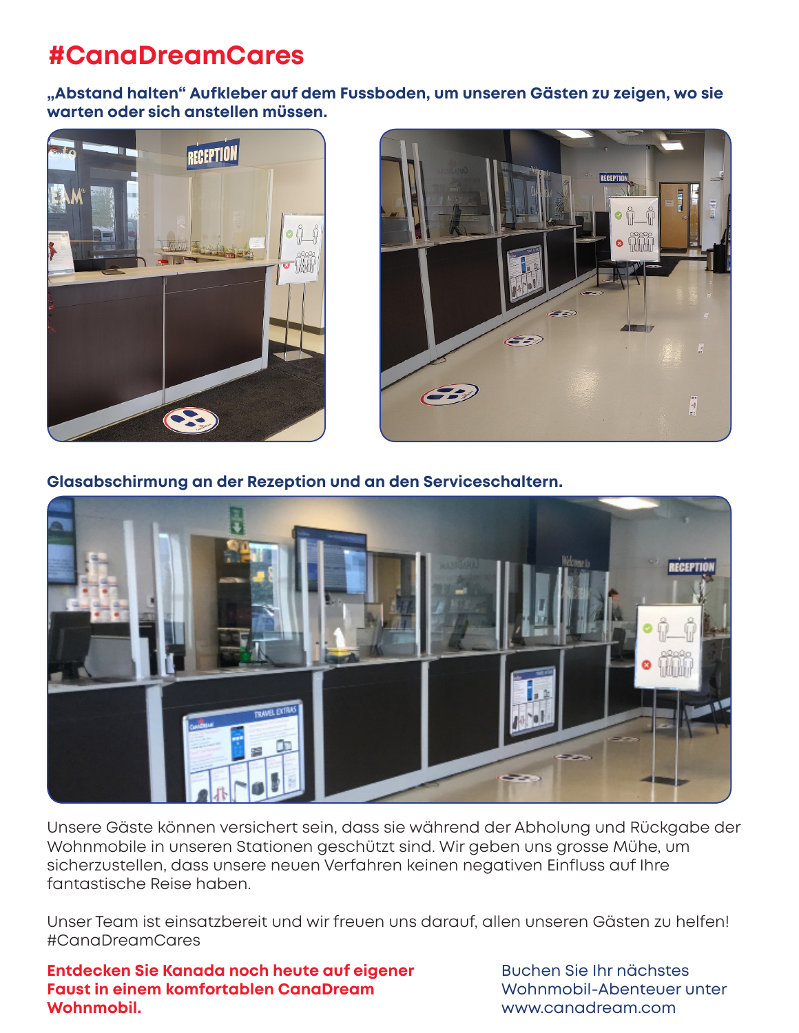# #CanaDreamCares

**„Abstand halten“ Aufkleber auf dem Fussboden, um unseren Gästen zu zeigen, wo sie warten oder sich anstellen müssen.**

**Glasabschirmung an der Rezeption und an den Serviceschaltern.**

Unsere Gäste können versichert sein, dass sie während der Abholung und Rückgabe der Wohnmobile in unseren Stationen geschützt sind. Wir geben uns grosse Mühe, um sicherzustellen, dass unsere neuen Verfahren keinen negativen Einfluss auf Ihre fantastische Reise haben.

Unser Team ist einsatzbereit und wir freuen uns darauf, allen unseren Gästen zu helfen! #CanaDreamCares

**Entdecken Sie Kanada noch heute auf eigener Faust in einem komfortablen CanaDream Wohnmobil.**

Buchen Sie Ihr nächstes Wohnmobil-Abenteuer unter www.canadream.com